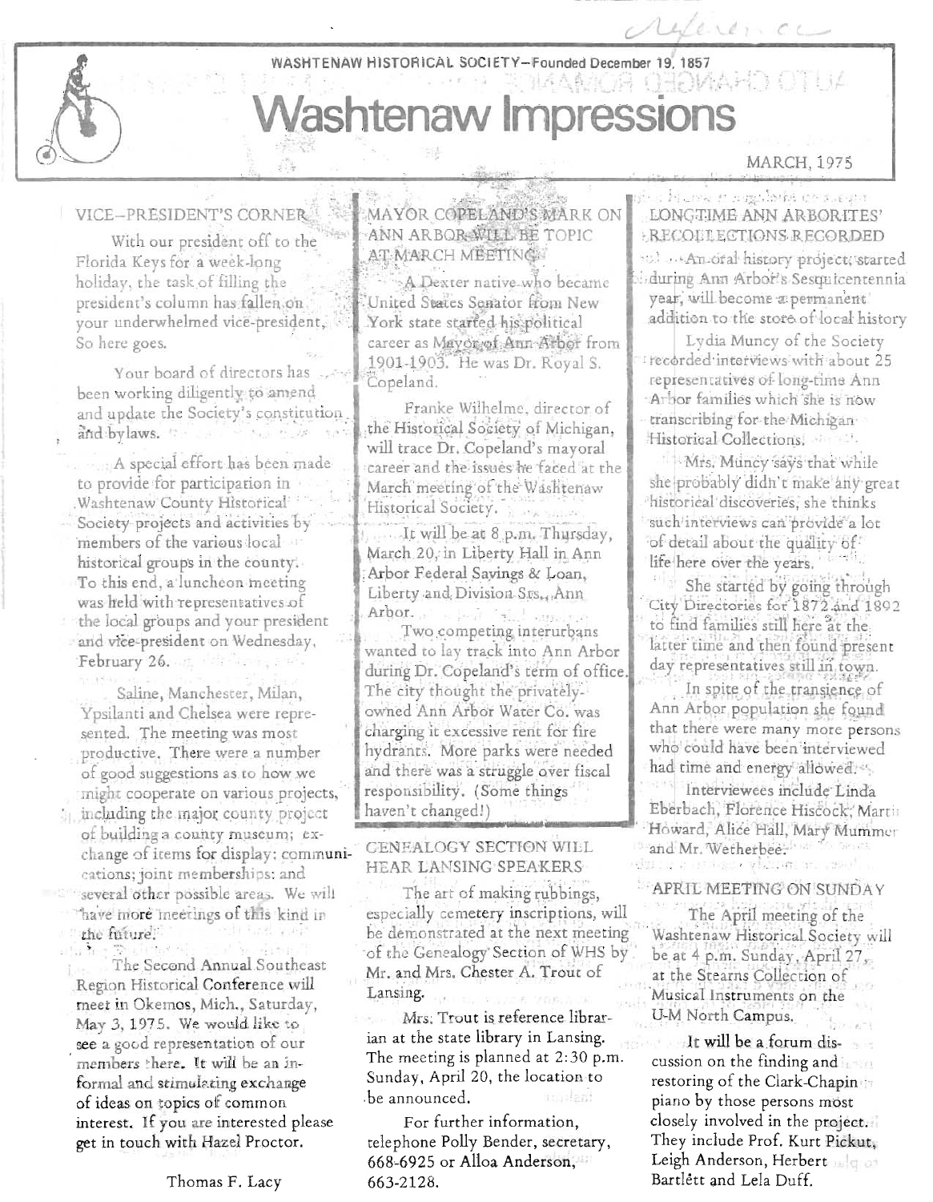WASHTENAW HISTORICAL SOCIETY—Founded December 19, 1857

# Washtenaw Impressions

MARCH, 1975

## VICE-PRESIDENT'S CORNER

With our president off to the Florida Keys for a week-long holiday, the task of filling the president's column has fallen on your underwhelmed vice-president. So here goes.

Your board of directors has been working diligently to amend and update the Society's constitution and bylaws.

A special effort has been made to provide for participation in Washtenaw County Historical Society projects and activities by members of the various local historical groups in the county. To this end, a luncheon meeting was held with representatives of the local groups and your president and vice-president on Wednesday, February 26.

Saline, Manchester, Milan, Ypsilanti and Chelsea were represented. The meeting was most productive. There were a number of good suggestions as to how we might cooperate on various projects, including the major county project of building a county museum; exchange of items for display; communications; joint memberships; and several other possible areas. We will have more meetings of this kind in the future.

The Second Annual Southeast Region Historical Conference will meet in Okemos, Mich., Saturday, May 3, 1975. We would like to see a good representation of our members there. It will be an informal and stimulating exchange of ideas on topics of common interest. If you are interested please get in touch with Hazel Proctor.

Thomas F. Lacy

## MAYOR COPELAND'S MARK ON ANN ARBOR WILL BE TOPIC AT MARCH MEETING

A Dexter native who became United States Senator from New York state started his political career as Mayor of Ann Arbor from 1901-1903. He was Dr. Royal S. Copeland.

Franke Wilhelme, director of the Historical Society of Michigan, will trace Dr. Copeland's mayoral career and the issues he faced at the March meeting of the Washtenaw Historical Society.

It will be at 8 p.m. Thursday, March 20, in Liberty Hall in Ann Arbor Federal Savings & Loan, Liberty and Division Sts., Ann Arbor.

Two competing interurbans wanted to lay track into Ann Arbor during Dr. Copeland's term of office. The city thought the privately-owned Ann Arbor Water Co. was charging it excessive rent for fire hydrants. More parks were needed and there was a struggle over fiscal responsibility. (Some things haven't changed!)

## GENEALOGY SECTION WILL HEAR LANSING SPEAKERS

The art of making rubbings, especially cemetery inscriptions, will be demonstrated at the next meeting of the Genealogy Section of WHS by Mr. and Mrs. Chester A. Trout of Lansing.

Mrs. Trout is reference librarian at the state library in Lansing. The meeting is planned at 2:30 p.m. Sunday, April 20, the location to be announced.

For further information, telephone Polly Bender, secretary, 668-6925 or Alloa Anderson, 663-2128.

## LONGTIME ANN ARBORITES' RECOLLECTIONS RECORDED

An oral history project, started during Ann Arbor's Sesquicentennial year, will become a permanent addition to the store of local history.

Lydia Muncy of the Society recorded interviews with about 25 representatives of long-time Ann Arbor families which she is now transcribing for the Michigan Historical Collections.

Mrs. Muncy says that while she probably didn't make any great historical discoveries, she thinks such interviews can provide a lot of detail about the quality of life here over the years.

She started by going through City Directories for 1872 and 1892 to find families still here at the latter time and then found present day representatives still in town.

In spite of the transience of Ann Arbor population she found that there were many more persons who could have been interviewed had time and energy allowed.

Interviewees include Linda Eberbach, Florence Hiscock, Martin Howard, Alice Hall, Mary Mummery and Mr. Wetherbee.

## APRIL MEETING ON SUNDAY

The April meeting of the Washtenaw Historical Society will be at 4 p.m. Sunday, April 27, at the Stearns Collection of Musical Instruments on the U-M North Campus.

It will be a forum discussion on the finding and restoring of the Clark-Chapin piano by those persons most closely involved in the project. They include Prof. Kurt Pickut, Leigh Anderson, Herbert Bartlett and Lela Duff.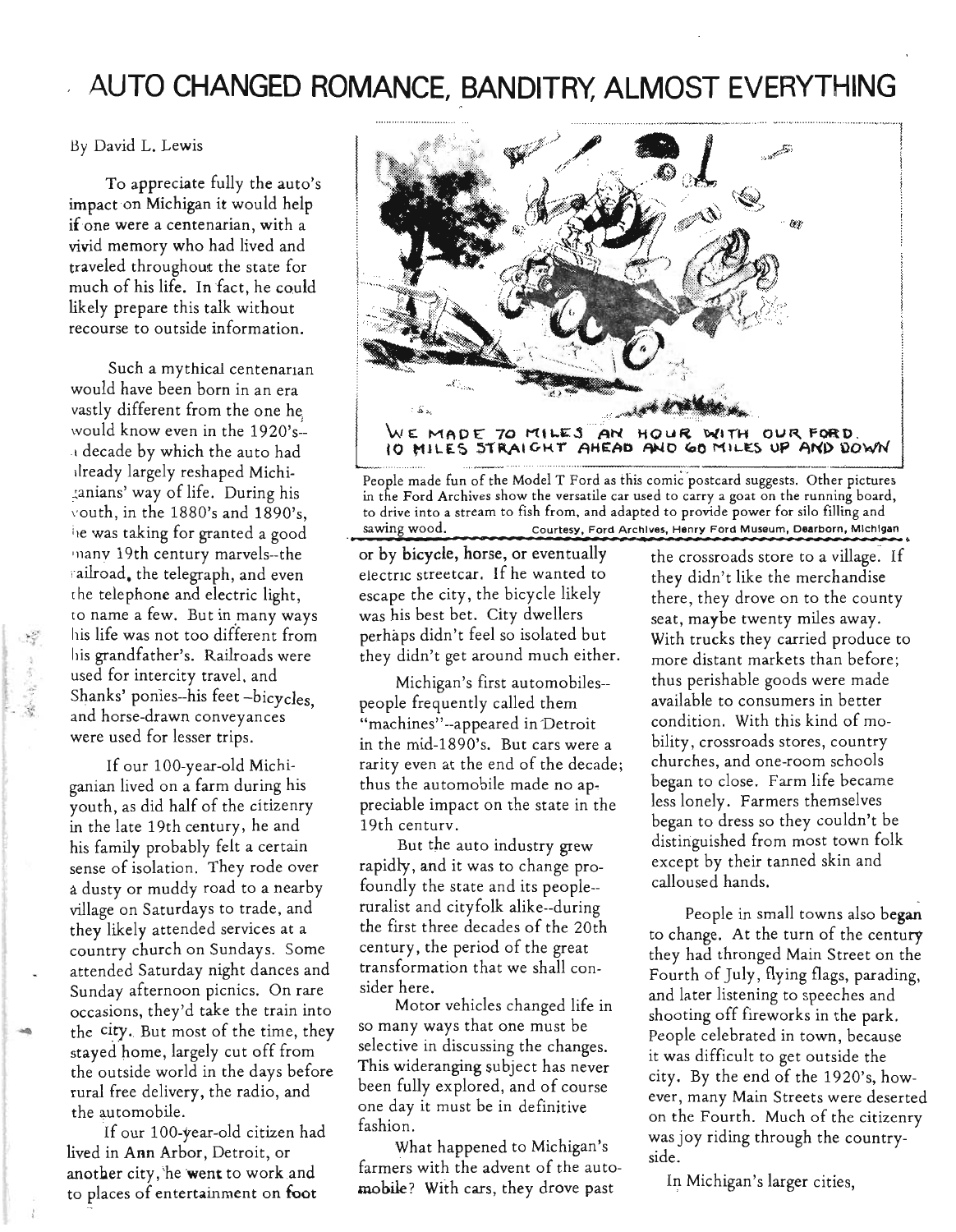# AUTO CHANGED ROMANCE, BANDITRY, ALMOST EVERYTHING

By David L. Lewis

To appreciate fully the auto's impact on Michigan it would help if one were a centenarian, with a vivid memory who had lived and traveled throughout the state for much of his life. In fact, he could likely prepare this talk without recourse to outside information.

Such a mythical centenarian would have been born in an era vastly different from the one he would know even in the 1920's--a decade by which the auto had already largely reshaped Michiganians' way of life. During his youth, in the 1880's and 1890's, he was taking for granted a good many 19th century marvels--the railroad, the telegraph, and even the telephone and electric light, to name a few. But in many ways his life was not too different from his grandfather's. Railroads were used for intercity travel, and Shanks' ponies--his feet--bicycles, and horse-drawn conveyances were used for lesser trips.

If our 100-year-old Michiganian lived on a farm during his youth, as did half of the citizenry in the late 19th century, he and his family probably felt a certain sense of isolation. They rode over a dusty or muddy road to a nearby village on Saturdays to trade, and they likely attended services at a country church on Sundays. Some attended Saturday night dances and Sunday afternoon picnics. On rare occasions, they'd take the train into the city. But most of the time, they stayed home, largely cut off from the outside world in the days before rural free delivery, the radio, and the automobile.

If our 100-year-old citizen had lived in Ann Arbor, Detroit, or another city, he went to work and to places of entertainment on foot or by bicycle, horse, or eventually electric streetcar. If he wanted to escape the city, the bicycle likely was his best bet. City dwellers perhaps didn't feel so isolated but they didn't get around much either.

WE MADE 70 MILES AN HOUR WITH OUR FORD. 10 MILES STRAIGHT AHEAD AND 60 MILES UP AND DOWN

People made fun of the Model T Ford as this comic postcard suggests. Other pictures in the Ford Archives show the versatile car used to carry a goat on the running board, to drive into a stream to fish from, and adapted to provide power for silo filling and sawing wood. Courtesy, Ford Archives, Henry Ford Museum, Dearborn, Michigan

Michigan's first automobiles--people frequently called them "machines"--appeared in Detroit in the mid-1890's. But cars were a rarity even at the end of the decade; thus the automobile made no appreciable impact on the state in the 19th century.

But the auto industry grew rapidly, and it was to change profoundly the state and its people--ruralist and cityfolk alike--during the first three decades of the 20th century, the period of the great transformation that we shall consider here.

Motor vehicles changed life in so many ways that one must be selective in discussing the changes. This wideranging subject has never been fully explored, and of course one day it must be in definitive fashion.

What happened to Michigan's farmers with the advent of the automobile? With cars, they drove past the crossroads store to a village. If they didn't like the merchandise there, they drove on to the county seat, maybe twenty miles away. With trucks they carried produce to more distant markets than before; thus perishable goods were made available to consumers in better condition. With this kind of mobility, crossroads stores, country churches, and one-room schools began to close. Farm life became less lonely. Farmers themselves began to dress so they couldn't be distinguished from most town folk except by their tanned skin and calloused hands.

People in small towns also began to change. At the turn of the century they had thronged Main Street on the Fourth of July, flying flags, parading, and later listening to speeches and shooting off fireworks in the park. People celebrated in town, because it was difficult to get outside the city. By the end of the 1920's, however, many Main Streets were deserted on the Fourth. Much of the citizenry was joy riding through the countryside.

In Michigan's larger cities,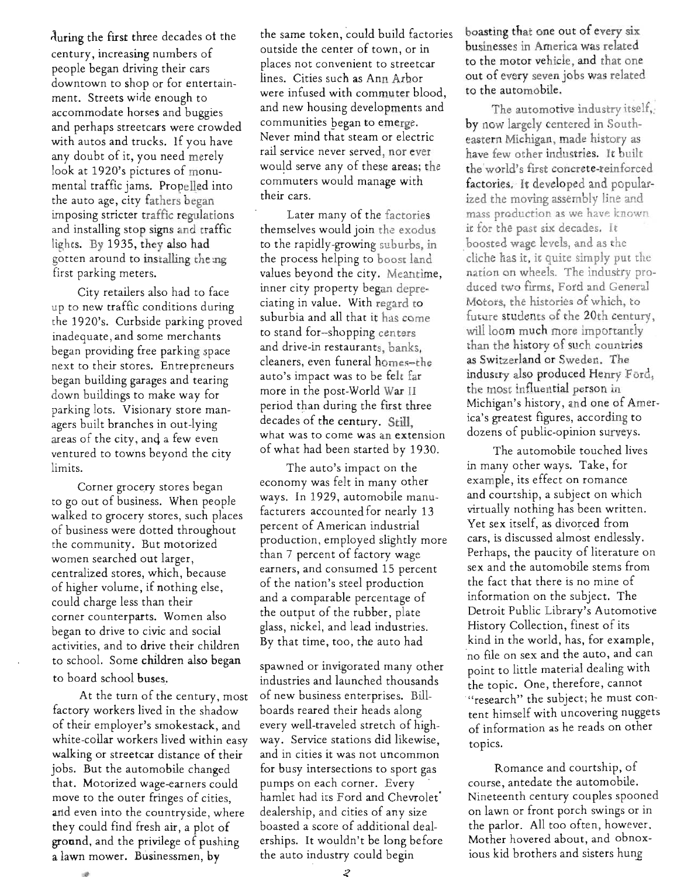during the first three decades of the century, increasing numbers of people began driving their cars downtown to shop or for entertainment. Streets wide enough to accommodate horses and buggies and perhaps streetcars were crowded with autos and trucks. If you have any doubt of it, you need merely look at 1920's pictures of monumental traffic jams. Propelled into the auto age, city fathers began imposing stricter traffic regulations and installing stop signs and traffic lights. By 1935, they also had gotten around to installing the first parking meters.

City retailers also had to face up to new traffic conditions during the 1920's. Curbside parking proved inadequate, and some merchants began providing free parking space next to their stores. Entrepreneurs began building garages and tearing down buildings to make way for parking lots. Visionary store managers built branches in out-lying areas of the city, and a few even ventured to towns beyond the city limits.

Corner grocery stores began to go out of business. When people walked to grocery stores, such places of business were dotted throughout the community. But motorized women searched out larger, centralized stores, which, because of higher volume, if nothing else, could charge less than their corner counterparts. Women also began to drive to civic and social activities, and to drive their children to school. Some children also began to board school buses.

At the turn of the century, most factory workers lived in the shadow of their employer's smokestack, and white-collar workers lived within easy walking or streetcar distance of their jobs. But the automobile changed that. Motorized wage-earners could move to the outer fringes of cities, and even into the countryside, where they could find fresh air, a plot of ground, and the privilege of pushing a lawn mower. Businessmen, by the same token, could build factories outside the center of town, or in places not convenient to streetcar lines. Cities such as Ann Arbor were infused with commuter blood, and new housing developments and communities began to emerge. Never mind that steam or electric rail service never served, nor ever would serve any of these areas; the commuters would manage with their cars.

Later many of the factories themselves would join the exodus to the rapidly-growing suburbs, in the process helping to boost land values beyond the city. Meantime, inner city property began depreciating in value. With regard to suburbia and all that it has come to stand for--shopping centers and drive-in restaurants, banks, cleaners, even funeral homes--the auto's impact was to be felt far more in the post-World War II period than during the first three decades of the century. Still, what was to come was an extension of what had been started by 1930.

The auto's impact on the economy was felt in many other ways. In 1929, automobile manufacturers accounted for nearly 13 percent of American industrial production, employed slightly more than 7 percent of factory wage earners, and consumed 15 percent of the nation's steel production and a comparable percentage of the output of the rubber, plate glass, nickel, and lead industries. By that time, too, the auto had spawned or invigorated many other industries and launched thousands of new business enterprises. Billboards reared their heads along every well-traveled stretch of highway. Service stations did likewise, and in cities it was not uncommon for busy intersections to sport gas pumps on each corner. Every hamlet had its Ford and Chevrolet dealership, and cities of any size boasted a score of additional dealerships. It wouldn't be long before the auto industry could begin boasting that one out of every six businesses in America was related to the motor vehicle, and that one out of every seven jobs was related to the automobile.

The automotive industry itself, by now largely centered in Southeastern Michigan, made history as have few other industries. It built the world's first concrete-reinforced factories. It developed and popularized the moving assembly line and mass production as we have known it for the past six decades. It boosted wage levels, and as the cliche has it, it quite simply put the nation on wheels. The industry produced two firms, Ford and General Motors, the histories of which, to future students of the 20th century, will loom much more importantly than the history of such countries as Switzerland or Sweden. The industry also produced Henry Ford, the most influential person in Michigan's history, and one of America's greatest figures, according to dozens of public-opinion surveys.

The automobile touched lives in many other ways. Take, for example, its effect on romance and courtship, a subject on which virtually nothing has been written. Yet sex itself, as divorced from cars, is discussed almost endlessly. Perhaps, the paucity of literature on sex and the automobile stems from the fact that there is no mine of information on the subject. The Detroit Public Library's Automotive History Collection, finest of its kind in the world, has, for example, no file on sex and the auto, and can point to little material dealing with the topic. One, therefore, cannot "research" the subject; he must content himself with uncovering nuggets of information as he reads on other topics.

Romance and courtship, of course, antedate the automobile. Nineteenth century couples spooned on lawn or front porch swings or in the parlor. All too often, however, Mother hovered about, and obnoxious kid brothers and sisters hung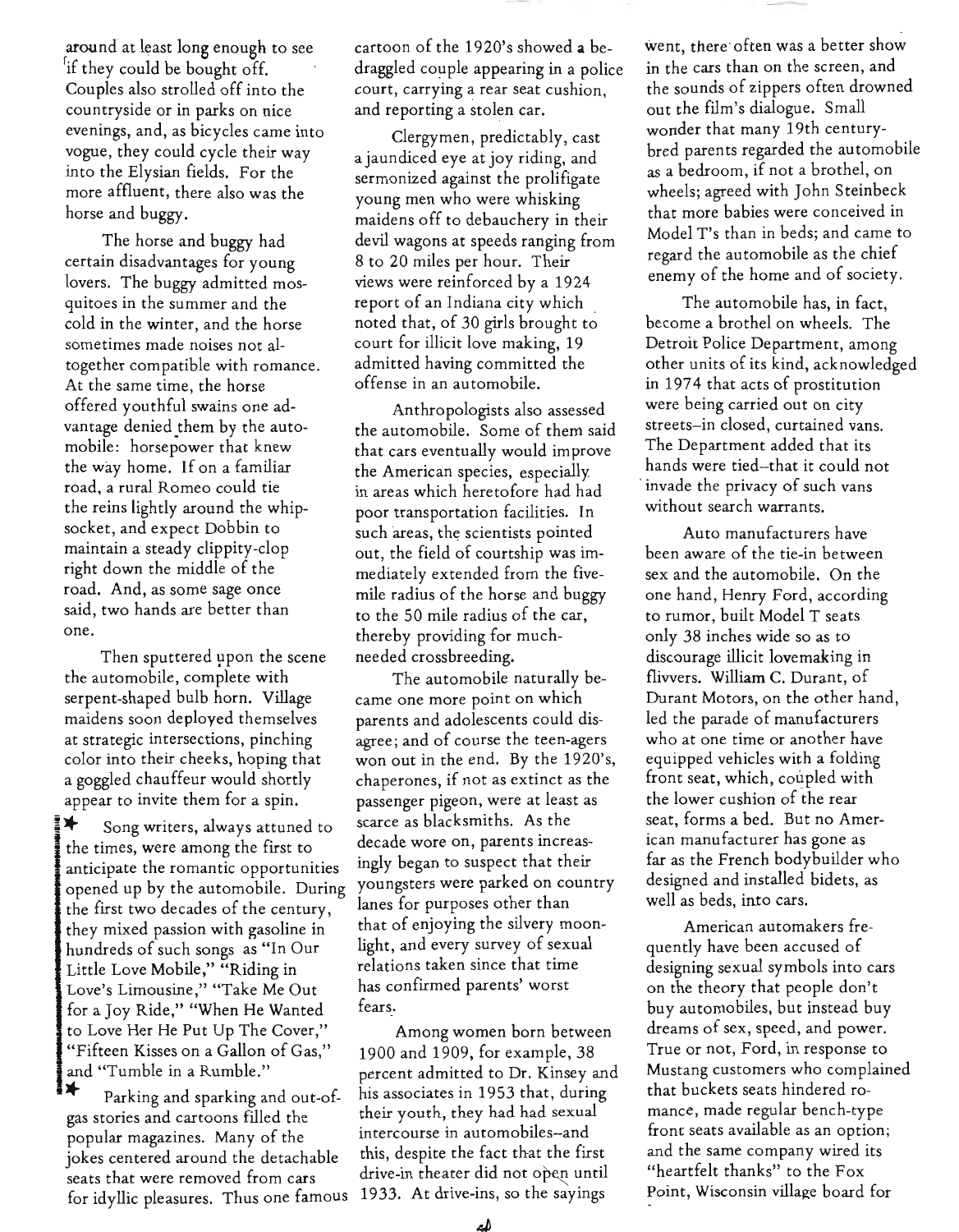around at least long enough to see if they could be bought off. Couples also strolled off into the countryside or in parks on nice evenings, and, as bicycles came into vogue, they could cycle their way into the Elysian fields. For the more affluent, there also was the horse and buggy.

The horse and buggy had certain disadvantages for young lovers. The buggy admitted mosquitoes in the summer and the cold in the winter, and the horse sometimes made noises not altogether compatible with romance. At the same time, the horse offered youthful swains one advantage denied them by the automobile: horsepower that knew the way home. If on a familiar road, a rural Romeo could tie the reins lightly around the whip-socket, and expect Dobbin to maintain a steady clippity-clop right down the middle of the road. And, as some sage once said, two hands are better than one.

Then sputtered upon the scene the automobile, complete with serpent-shaped bulb horn. Village maidens soon deployed themselves at strategic intersections, pinching color into their cheeks, hoping that a goggled chauffeur would shortly appear to invite them for a spin.

✦ Song writers, always attuned to the times, were among the first to anticipate the romantic opportunities opened up by the automobile. During the first two decades of the century, they mixed passion with gasoline in hundreds of such songs as "In Our Little Love Mobile," "Riding in Love's Limousine," "Take Me Out for a Joy Ride," "When He Wanted to Love Her He Put Up The Cover," "Fifteen Kisses on a Gallon of Gas," and "Tumble in a Rumble."

✦ Parking and sparking and out-of-gas stories and cartoons filled the popular magazines. Many of the jokes centered around the detachable seats that were removed from cars for idyllic pleasures. Thus one famous cartoon of the 1920's showed a bedraggled couple appearing in a police court, carrying a rear seat cushion, and reporting a stolen car.

Clergymen, predictably, cast a jaundiced eye at joy riding, and sermonized against the profligate young men who were whisking maidens off to debauchery in their devil wagons at speeds ranging from 8 to 20 miles per hour. Their views were reinforced by a 1924 report of an Indiana city which noted that, of 30 girls brought to court for illicit love making, 19 admitted having committed the offense in an automobile.

Anthropologists also assessed the automobile. Some of them said that cars eventually would improve the American species, especially in areas which heretofore had had poor transportation facilities. In such areas, the scientists pointed out, the field of courtship was immediately extended from the five-mile radius of the horse and buggy to the 50 mile radius of the car, thereby providing for much-needed crossbreeding.

The automobile naturally became one more point on which parents and adolescents could disagree; and of course the teen-agers won out in the end. By the 1920's, chaperones, if not as extinct as the passenger pigeon, were at least as scarce as blacksmiths. As the decade wore on, parents increasingly began to suspect that their youngsters were parked on country lanes for purposes other than that of enjoying the silvery moonlight, and every survey of sexual relations taken since that time has confirmed parents' worst fears.

Among women born between 1900 and 1909, for example, 38 percent admitted to Dr. Kinsey and his associates in 1953 that, during their youth, they had had sexual intercourse in automobiles--and this, despite the fact that the first drive-in theater did not open until 1933. At drive-ins, so the sayings went, there often was a better show in the cars than on the screen, and the sounds of zippers often drowned out the film's dialogue. Small wonder that many 19th century-bred parents regarded the automobile as a bedroom, if not a brothel, on wheels; agreed with John Steinbeck that more babies were conceived in Model T's than in beds; and came to regard the automobile as the chief enemy of the home and of society.

The automobile has, in fact, become a brothel on wheels. The Detroit Police Department, among other units of its kind, acknowledged in 1974 that acts of prostitution were being carried out on city streets--in closed, curtained vans. The Department added that its hands were tied--that it could not invade the privacy of such vans without search warrants.

Auto manufacturers have been aware of the tie-in between sex and the automobile. On the one hand, Henry Ford, according to rumor, built Model T seats only 38 inches wide so as to discourage illicit lovemaking in flivvers. William C. Durant, of Durant Motors, on the other hand, led the parade of manufacturers who at one time or another have equipped vehicles with a folding front seat, which, coupled with the lower cushion of the rear seat, forms a bed. But no American manufacturer has gone as far as the French bodybuilder who designed and installed bidets, as well as beds, into cars.

American automakers frequently have been accused of designing sexual symbols into cars on the theory that people don't buy automobiles, but instead buy dreams of sex, speed, and power. True or not, Ford, in response to Mustang customers who complained that buckets seats hindered romance, made regular bench-type front seats available as an option; and the same company wired its "heartfelt thanks" to the Fox Point, Wisconsin village board for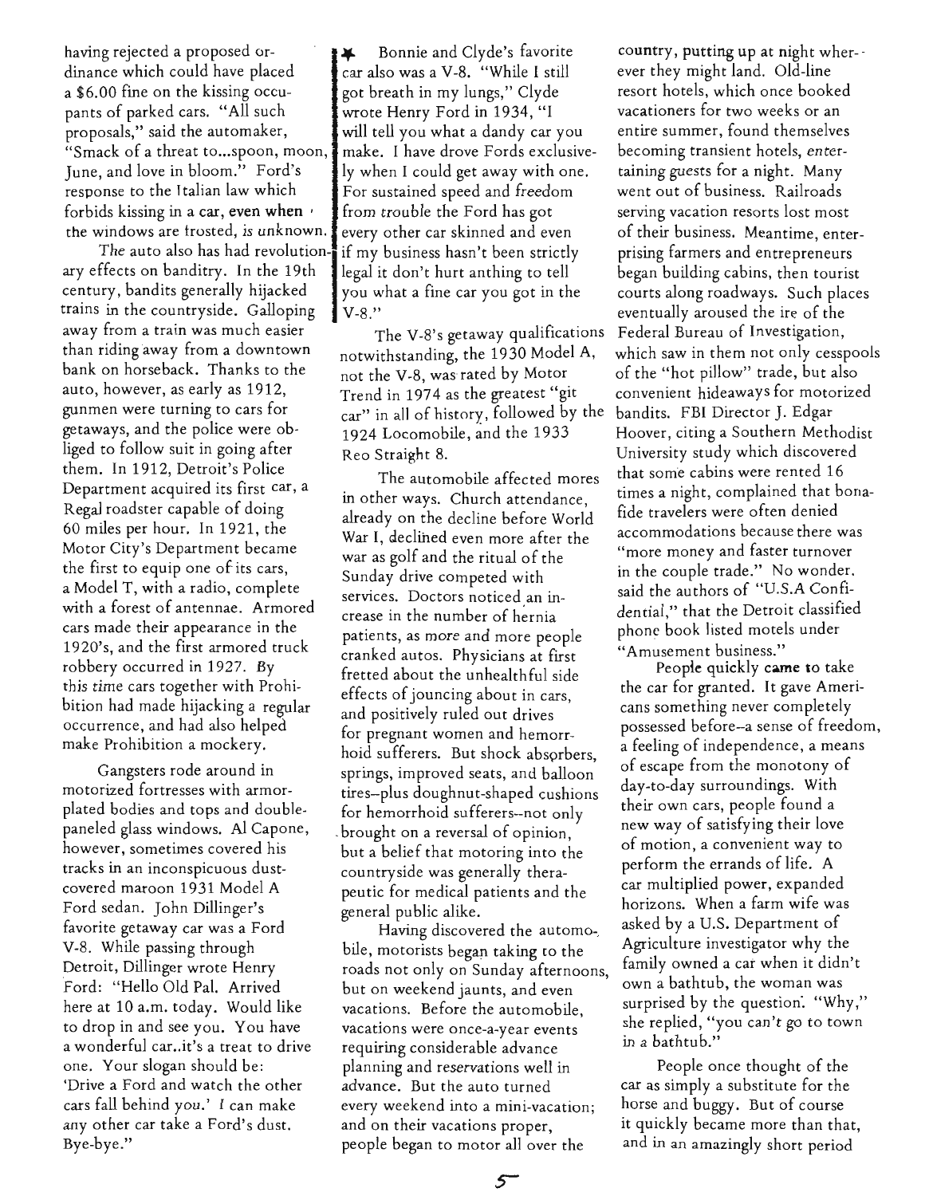having rejected a proposed ordinance which could have placed a $6.00 fine on the kissing occupants of parked cars. "All such proposals," said the automaker, "Smack of a threat to...spoon, moon, June, and love in bloom." Ford's response to the Italian law which forbids kissing in a car, even when the windows are frosted, is unknown.

The auto also has had revolutionary effects on banditry. In the 19th century, bandits generally hijacked trains in the countryside. Galloping away from a train was much easier than riding away from a downtown bank on horseback. Thanks to the auto, however, as early as 1912, gunmen were turning to cars for getaways, and the police were obliged to follow suit in going after them. In 1912, Detroit's Police Department acquired its first car, a Regal roadster capable of doing 60 miles per hour. In 1921, the Motor City's Department became the first to equip one of its cars, a Model T, with a radio, complete with a forest of antennae. Armored cars made their appearance in the 1920's, and the first armored truck robbery occurred in 1927. By this time cars together with Prohibition had made hijacking a regular occurrence, and had also helped make Prohibition a mockery.

Gangsters rode around in motorized fortresses with armor-plated bodies and tops and double-paneled glass windows. Al Capone, however, sometimes covered his tracks in an inconspicuous dust-covered maroon 1931 Model A Ford sedan. John Dillinger's favorite getaway car was a Ford V-8. While passing through Detroit, Dillinger wrote Henry Ford: "Hello Old Pal. Arrived here at 10 a.m. today. Would like to drop in and see you. You have a wonderful car..it's a treat to drive one. Your slogan should be: 'Drive a Ford and watch the other cars fall behind you.' I can make any other car take a Ford's dust. Bye-bye."

Bonnie and Clyde's favorite car also was a V-8. "While I still got breath in my lungs," Clyde wrote Henry Ford in 1934, "I will tell you what a dandy car you make. I have drove Fords exclusively when I could get away with one. For sustained speed and freedom from trouble the Ford has got every other car skinned and even if my business hasn't been strictly legal it don't hurt anthing to tell you what a fine car you got in the V-8."

The V-8's getaway qualifications notwithstanding, the 1930 Model A, not the V-8, was rated by Motor Trend in 1974 as the greatest "git car" in all of history, followed by the 1924 Locomobile, and the 1933 Reo Straight 8.

The automobile affected mores in other ways. Church attendance, already on the decline before World War I, declined even more after the war as golf and the ritual of the Sunday drive competed with services. Doctors noticed an increase in the number of hernia patients, as more and more people cranked autos. Physicians at first fretted about the unhealthful side effects of jouncing about in cars, and positively ruled out drives for pregnant women and hemorrhoid sufferers. But shock absorbers, springs, improved seats, and balloon tires--plus doughnut-shaped cushions for hemorrhoid sufferers--not only brought on a reversal of opinion, but a belief that motoring into the countryside was generally therapeutic for medical patients and the general public alike.

Having discovered the automobile, motorists began taking to the roads not only on Sunday afternoons, but on weekend jaunts, and even vacations. Before the automobile, vacations were once-a-year events requiring considerable advance planning and reservations well in advance. But the auto turned every weekend into a mini-vacation; and on their vacations proper, people began to motor all over the country, putting up at night wherever they might land. Old-line resort hotels, which once booked vacationers for two weeks or an entire summer, found themselves becoming transient hotels, entertaining guests for a night. Many went out of business. Railroads serving vacation resorts lost most of their business. Meantime, enterprising farmers and entrepreneurs began building cabins, then tourist courts along roadways. Such places eventually aroused the ire of the Federal Bureau of Investigation, which saw in them not only cesspools of the "hot pillow" trade, but also convenient hideaways for motorized bandits. FBI Director J. Edgar Hoover, citing a Southern Methodist University study which discovered that some cabins were rented 16 times a night, complained that bona-fide travelers were often denied accommodations because there was "more money and faster turnover in the couple trade." No wonder, said the authors of "U.S.A Confidential," that the Detroit classified phone book listed motels under "Amusement business."

People quickly came to take the car for granted. It gave Americans something never completely possessed before--a sense of freedom, a feeling of independence, a means of escape from the monotony of day-to-day surroundings. With their own cars, people found a new way of satisfying their love of motion, a convenient way to perform the errands of life. A car multiplied power, expanded horizons. When a farm wife was asked by a U.S. Department of Agriculture investigator why the family owned a car when it didn't own a bathtub, the woman was surprised by the question. "Why," she replied, "you can't go to town in a bathtub."

People once thought of the car as simply a substitute for the horse and buggy. But of course it quickly became more than that, and in an amazingly short period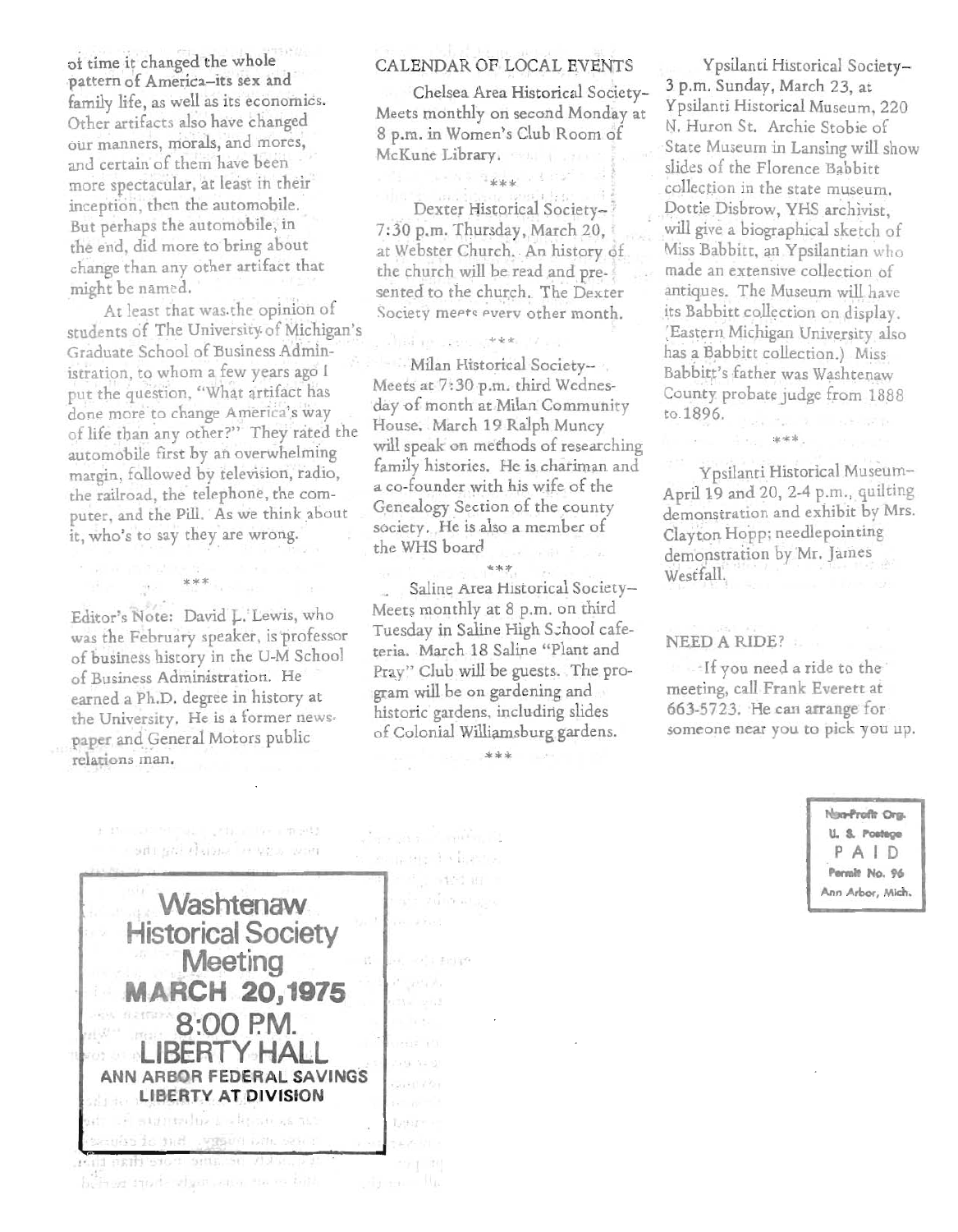of time it changed the whole pattern of America–its sex and family life, as well as its economics. Other artifacts also have changed our manners, morals, and mores, and certain of them have been more spectacular, at least in their inception, then the automobile. But perhaps the automobile, in the end, did more to bring about change than any other artifact that might be named.

At least that was the opinion of students of The University of Michigan's Graduate School of Business Administration, to whom a few years ago I put the question, "What artifact has done more to change America's way of life than any other?" They rated the automobile first by an overwhelming margin, followed by television, radio, the railroad, the telephone, the computer, and the Pill. As we think about it, who's to say they are wrong.

\*\*\*

Editor's Note: David L. Lewis, who was the February speaker, is professor of business history in the U-M School of Business Administration. He earned a Ph.D. degree in history at the University. He is a former newspaper and General Motors public relations man.

## CALENDAR OF LOCAL EVENTS

Chelsea Area Historical Society– Meets monthly on second Monday at 8 p.m. in Women's Club Room of McKune Library.

\*\*\*

Dexter Historical Society– 7:30 p.m. Thursday, March 20, at Webster Church. An history of the church will be read and presented to the church. The Dexter Society meets every other month.

\*\*\*

Milan Historical Society– Meets at 7:30 p.m. third Wednesday of month at Milan Community House. March 19 Ralph Muncy will speak on methods of researching family histories. He is chariman and a co-founder with his wife of the Genealogy Section of the county society. He is also a member of the WHS board

\*\*\*

Saline Area Historical Society– Meets monthly at 8 p.m. on third Tuesday in Saline High School cafeteria. March 18 Saline "Plant and Pray" Club will be guests. The program will be on gardening and historic gardens, including slides of Colonial Williamsburg gardens.

\*\*\*

Ypsilanti Historical Society– 3 p.m. Sunday, March 23, at Ypsilanti Historical Museum, 220 N. Huron St. Archie Stobie of State Museum in Lansing will show slides of the Florence Babbitt collection in the state museum. Dottie Disbrow, YHS archivist, will give a biographical sketch of Miss Babbitt, an Ypsilantian who made an extensive collection of antiques. The Museum will have its Babbitt collection on display. (Eastern Michigan University also has a Babbitt collection.) Miss Babbitt's father was Washtenaw County probate judge from 1888 to 1896.

\*\*\*

Ypsilanti Historical Museum– April 19 and 20, 2-4 p.m., quilting demonstration and exhibit by Mrs. Clayton Hopp; needlepointing demonstration by Mr. James Westfall.

## NEED A RIDE?

If you need a ride to the meeting, call Frank Everett at 663-5723. He can arrange for someone near you to pick you up.

**Washtenaw Historical Society Meeting**

**MARCH 20, 1975**

**8:00 P.M.**

**LIBERTY HALL**

**ANN ARBOR FEDERAL SAVINGS**

**LIBERTY AT DIVISION**

Non-Profit Org.
U. S. Postage
PAID
Permit No. 96
Ann Arbor, Mich.